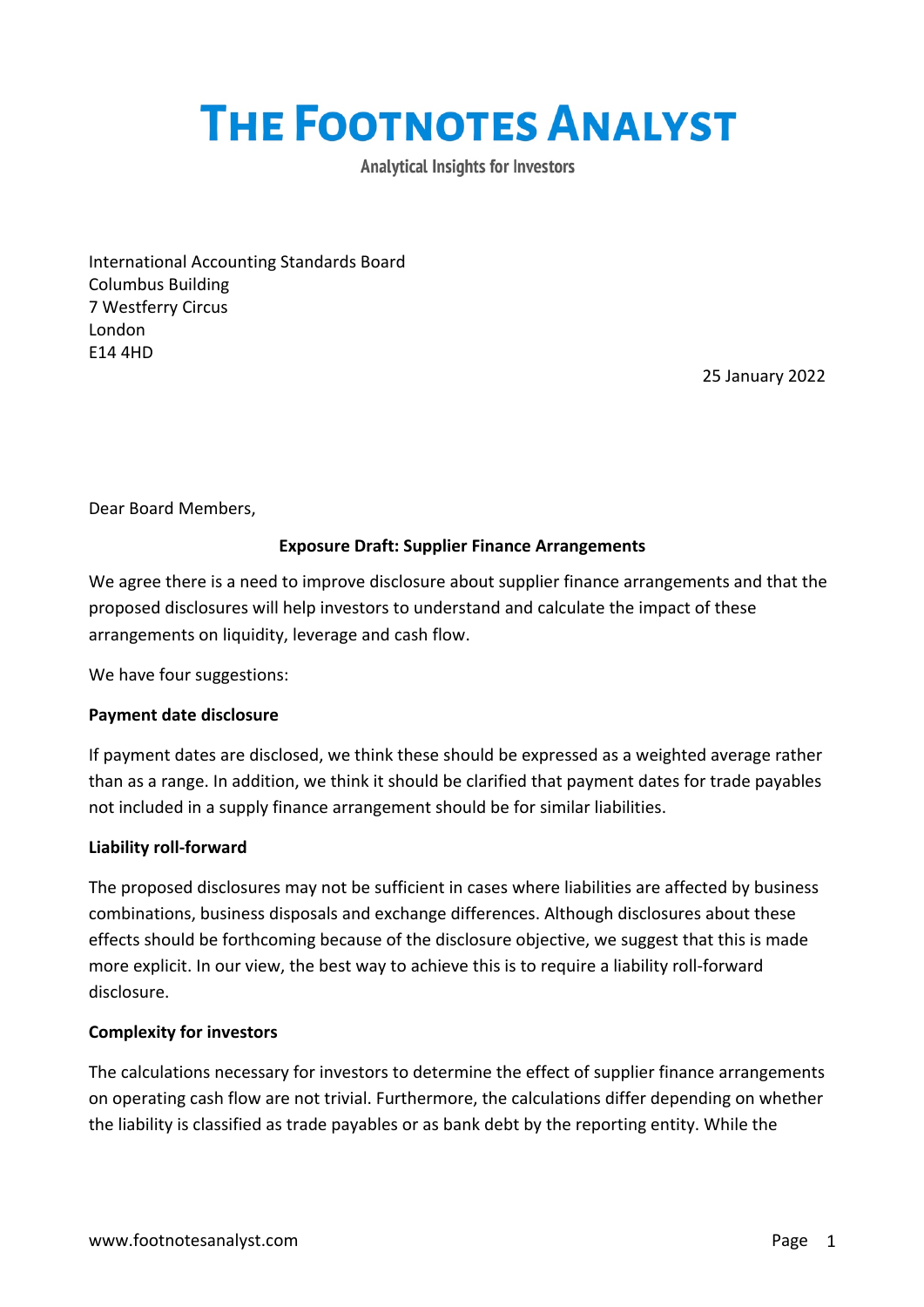# The Footnotes Analyst

**Analytical Insights for Investors**

International Accounting Standards Board
Columbus Building
7 Westferry Circus
London
E14 4HD

25 January 2022

Dear Board Members,

**Exposure Draft: Supplier Finance Arrangements**

We agree there is a need to improve disclosure about supplier finance arrangements and that the proposed disclosures will help investors to understand and calculate the impact of these arrangements on liquidity, leverage and cash flow.

We have four suggestions:

**Payment date disclosure**

If payment dates are disclosed, we think these should be expressed as a weighted average rather than as a range. In addition, we think it should be clarified that payment dates for trade payables not included in a supply finance arrangement should be for similar liabilities.

**Liability roll-forward**

The proposed disclosures may not be sufficient in cases where liabilities are affected by business combinations, business disposals and exchange differences. Although disclosures about these effects should be forthcoming because of the disclosure objective, we suggest that this is made more explicit. In our view, the best way to achieve this is to require a liability roll-forward disclosure.

**Complexity for investors**

The calculations necessary for investors to determine the effect of supplier finance arrangements on operating cash flow are not trivial. Furthermore, the calculations differ depending on whether the liability is classified as trade payables or as bank debt by the reporting entity. While the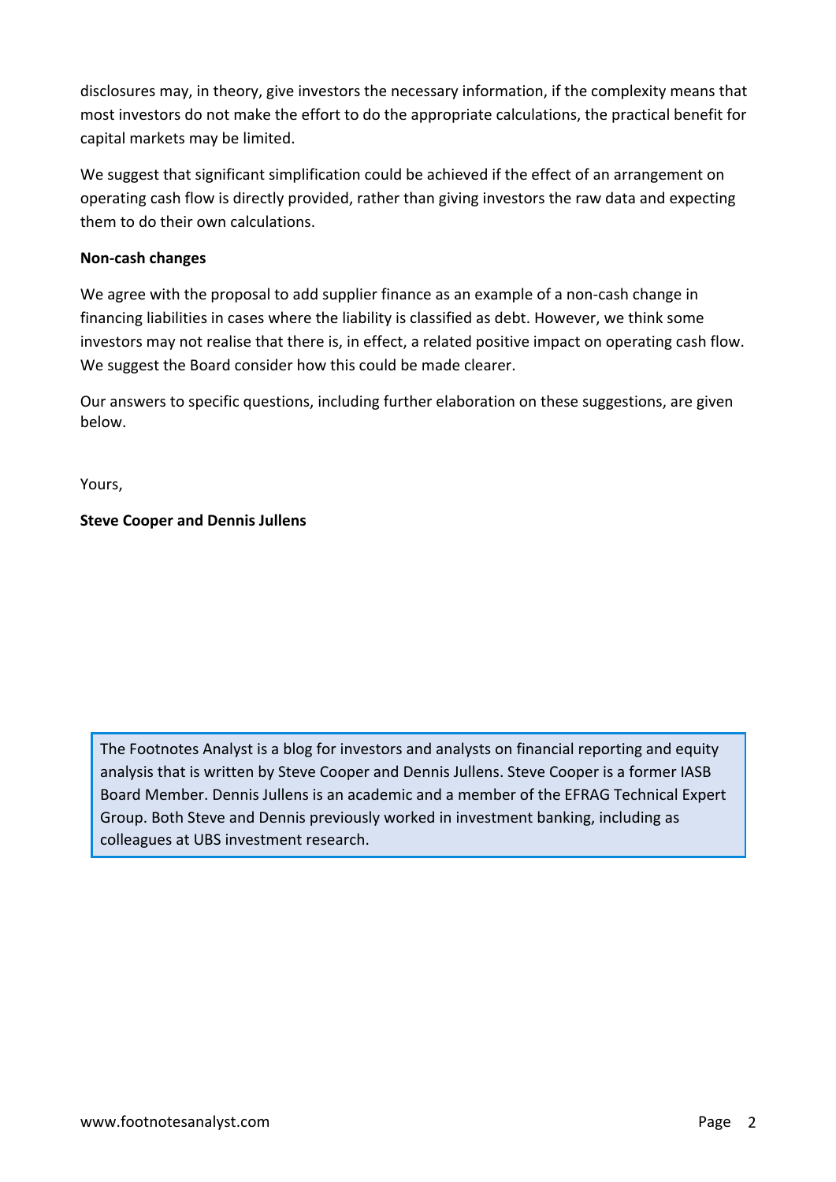disclosures may, in theory, give investors the necessary information, if the complexity means that most investors do not make the effort to do the appropriate calculations, the practical benefit for capital markets may be limited.

We suggest that significant simplification could be achieved if the effect of an arrangement on operating cash flow is directly provided, rather than giving investors the raw data and expecting them to do their own calculations.

**Non-cash changes**

We agree with the proposal to add supplier finance as an example of a non-cash change in financing liabilities in cases where the liability is classified as debt. However, we think some investors may not realise that there is, in effect, a related positive impact on operating cash flow. We suggest the Board consider how this could be made clearer.

Our answers to specific questions, including further elaboration on these suggestions, are given below.

Yours,

**Steve Cooper and Dennis Jullens**

> The Footnotes Analyst is a blog for investors and analysts on financial reporting and equity analysis that is written by Steve Cooper and Dennis Jullens. Steve Cooper is a former IASB Board Member. Dennis Jullens is an academic and a member of the EFRAG Technical Expert Group. Both Steve and Dennis previously worked in investment banking, including as colleagues at UBS investment research.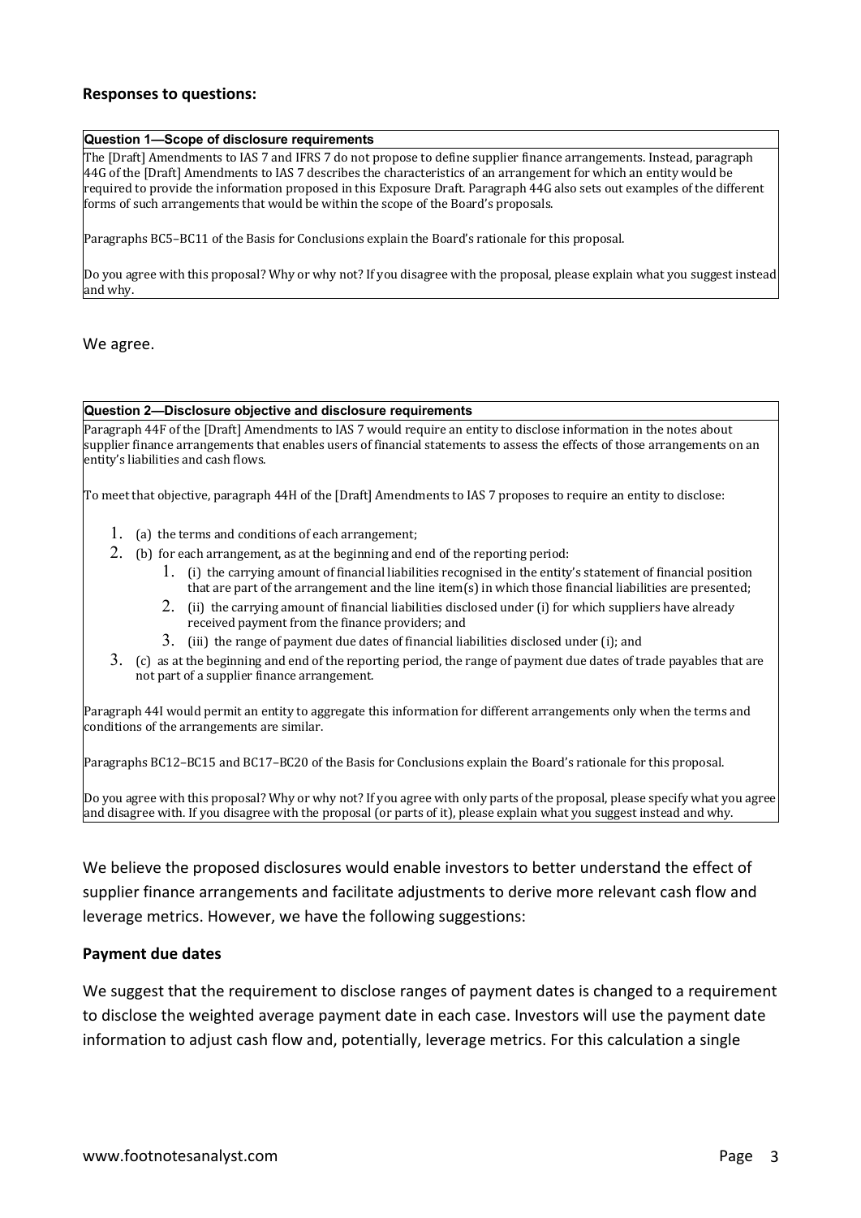**Responses to questions:**

| **Question 1—Scope of disclosure requirements** |
|---|
| The [Draft] Amendments to IAS 7 and IFRS 7 do not propose to define supplier finance arrangements. Instead, paragraph 44G of the [Draft] Amendments to IAS 7 describes the characteristics of an arrangement for which an entity would be required to provide the information proposed in this Exposure Draft. Paragraph 44G also sets out examples of the different forms of such arrangements that would be within the scope of the Board's proposals.<br><br>Paragraphs BC5–BC11 of the Basis for Conclusions explain the Board's rationale for this proposal.<br><br>Do you agree with this proposal? Why or why not? If you disagree with the proposal, please explain what you suggest instead and why. |

We agree.

| **Question 2—Disclosure objective and disclosure requirements** |
|---|
| Paragraph 44F of the [Draft] Amendments to IAS 7 would require an entity to disclose information in the notes about supplier finance arrangements that enables users of financial statements to assess the effects of those arrangements on an entity's liabilities and cash flows.<br><br>To meet that objective, paragraph 44H of the [Draft] Amendments to IAS 7 proposes to require an entity to disclose:<br><br>1. (a) the terms and conditions of each arrangement;<br>2. (b) for each arrangement, as at the beginning and end of the reporting period:<br>&nbsp;&nbsp;&nbsp;&nbsp;1. (i) the carrying amount of financial liabilities recognised in the entity's statement of financial position that are part of the arrangement and the line item(s) in which those financial liabilities are presented;<br>&nbsp;&nbsp;&nbsp;&nbsp;2. (ii) the carrying amount of financial liabilities disclosed under (i) for which suppliers have already received payment from the finance providers; and<br>&nbsp;&nbsp;&nbsp;&nbsp;3. (iii) the range of payment due dates of financial liabilities disclosed under (i); and<br>3. (c) as at the beginning and end of the reporting period, the range of payment due dates of trade payables that are not part of a supplier finance arrangement.<br><br>Paragraph 44I would permit an entity to aggregate this information for different arrangements only when the terms and conditions of the arrangements are similar.<br><br>Paragraphs BC12–BC15 and BC17–BC20 of the Basis for Conclusions explain the Board's rationale for this proposal.<br><br>Do you agree with this proposal? Why or why not? If you agree with only parts of the proposal, please specify what you agree and disagree with. If you disagree with the proposal (or parts of it), please explain what you suggest instead and why. |

We believe the proposed disclosures would enable investors to better understand the effect of supplier finance arrangements and facilitate adjustments to derive more relevant cash flow and leverage metrics. However, we have the following suggestions:

**Payment due dates**

We suggest that the requirement to disclose ranges of payment dates is changed to a requirement to disclose the weighted average payment date in each case. Investors will use the payment date information to adjust cash flow and, potentially, leverage metrics. For this calculation a single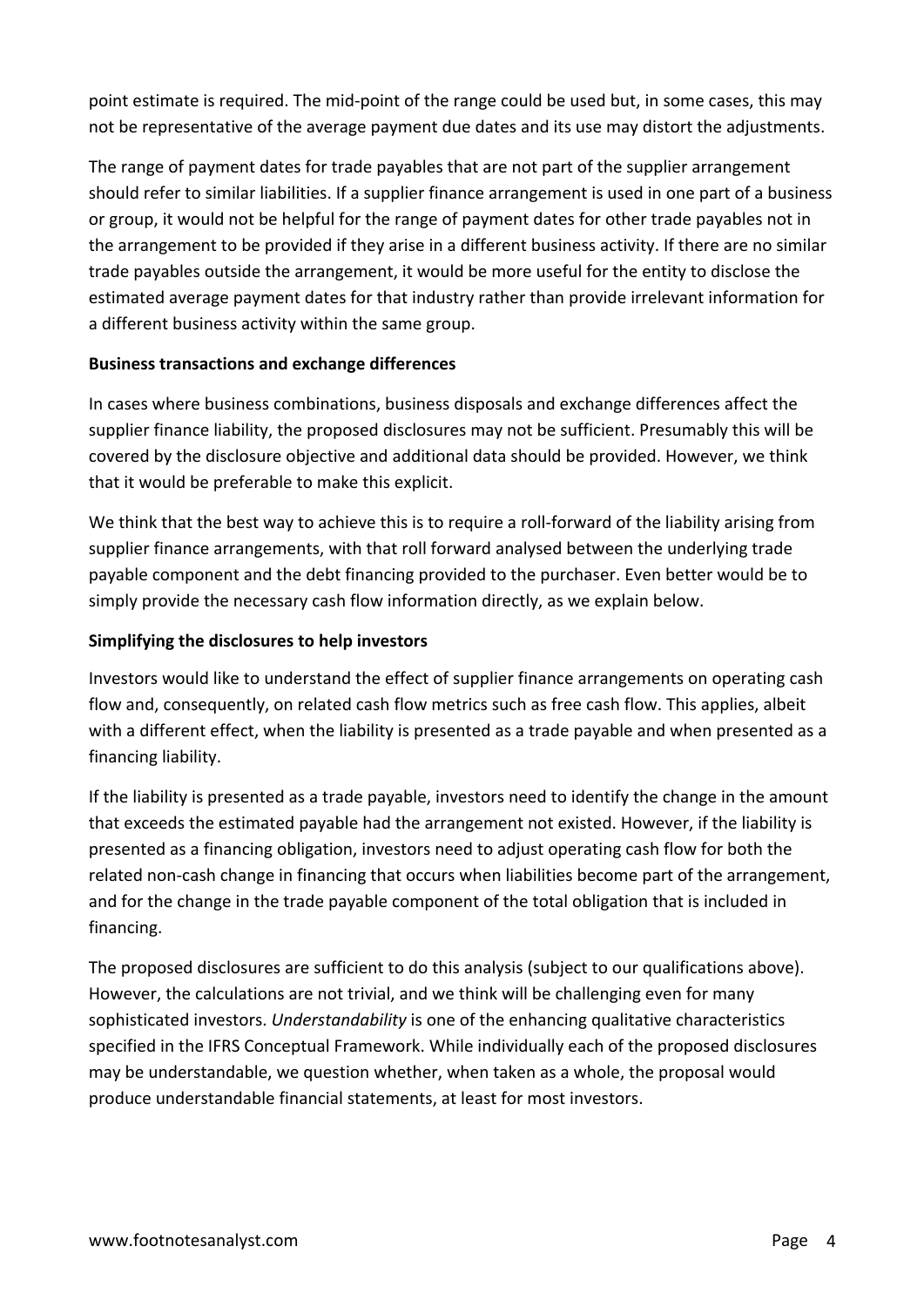point estimate is required. The mid-point of the range could be used but, in some cases, this may not be representative of the average payment due dates and its use may distort the adjustments.

The range of payment dates for trade payables that are not part of the supplier arrangement should refer to similar liabilities. If a supplier finance arrangement is used in one part of a business or group, it would not be helpful for the range of payment dates for other trade payables not in the arrangement to be provided if they arise in a different business activity. If there are no similar trade payables outside the arrangement, it would be more useful for the entity to disclose the estimated average payment dates for that industry rather than provide irrelevant information for a different business activity within the same group.

**Business transactions and exchange differences**

In cases where business combinations, business disposals and exchange differences affect the supplier finance liability, the proposed disclosures may not be sufficient. Presumably this will be covered by the disclosure objective and additional data should be provided. However, we think that it would be preferable to make this explicit.

We think that the best way to achieve this is to require a roll-forward of the liability arising from supplier finance arrangements, with that roll forward analysed between the underlying trade payable component and the debt financing provided to the purchaser. Even better would be to simply provide the necessary cash flow information directly, as we explain below.

**Simplifying the disclosures to help investors**

Investors would like to understand the effect of supplier finance arrangements on operating cash flow and, consequently, on related cash flow metrics such as free cash flow. This applies, albeit with a different effect, when the liability is presented as a trade payable and when presented as a financing liability.

If the liability is presented as a trade payable, investors need to identify the change in the amount that exceeds the estimated payable had the arrangement not existed. However, if the liability is presented as a financing obligation, investors need to adjust operating cash flow for both the related non-cash change in financing that occurs when liabilities become part of the arrangement, and for the change in the trade payable component of the total obligation that is included in financing.

The proposed disclosures are sufficient to do this analysis (subject to our qualifications above). However, the calculations are not trivial, and we think will be challenging even for many sophisticated investors. *Understandability* is one of the enhancing qualitative characteristics specified in the IFRS Conceptual Framework. While individually each of the proposed disclosures may be understandable, we question whether, when taken as a whole, the proposal would produce understandable financial statements, at least for most investors.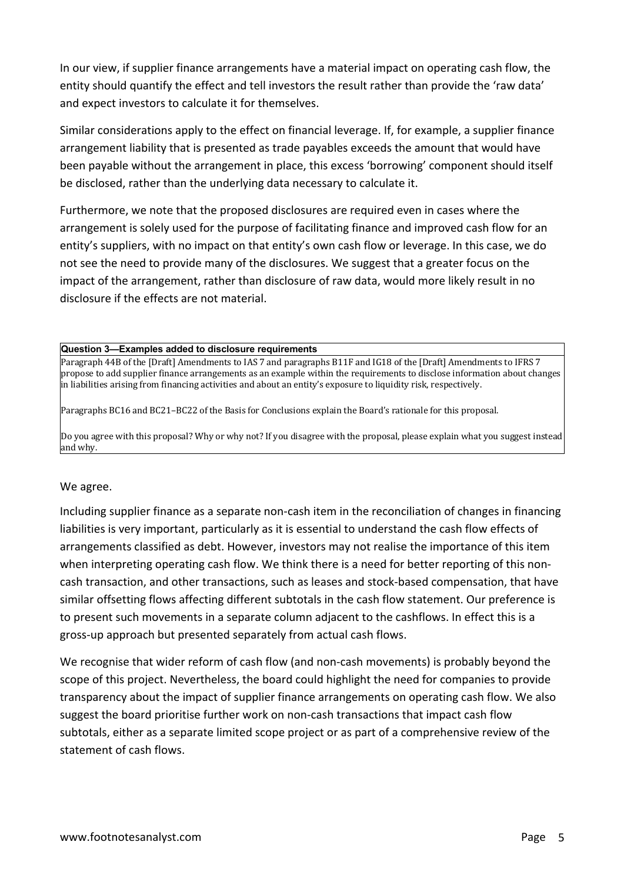In our view, if supplier finance arrangements have a material impact on operating cash flow, the entity should quantify the effect and tell investors the result rather than provide the 'raw data' and expect investors to calculate it for themselves.

Similar considerations apply to the effect on financial leverage. If, for example, a supplier finance arrangement liability that is presented as trade payables exceeds the amount that would have been payable without the arrangement in place, this excess 'borrowing' component should itself be disclosed, rather than the underlying data necessary to calculate it.

Furthermore, we note that the proposed disclosures are required even in cases where the arrangement is solely used for the purpose of facilitating finance and improved cash flow for an entity's suppliers, with no impact on that entity's own cash flow or leverage. In this case, we do not see the need to provide many of the disclosures. We suggest that a greater focus on the impact of the arrangement, rather than disclosure of raw data, would more likely result in no disclosure if the effects are not material.

| **Question 3—Examples added to disclosure requirements** |
|---|
| Paragraph 44B of the [Draft] Amendments to IAS 7 and paragraphs B11F and IG18 of the [Draft] Amendments to IFRS 7 propose to add supplier finance arrangements as an example within the requirements to disclose information about changes in liabilities arising from financing activities and about an entity's exposure to liquidity risk, respectively.<br><br>Paragraphs BC16 and BC21–BC22 of the Basis for Conclusions explain the Board's rationale for this proposal.<br><br>Do you agree with this proposal? Why or why not? If you disagree with the proposal, please explain what you suggest instead and why. |

We agree.

Including supplier finance as a separate non-cash item in the reconciliation of changes in financing liabilities is very important, particularly as it is essential to understand the cash flow effects of arrangements classified as debt. However, investors may not realise the importance of this item when interpreting operating cash flow. We think there is a need for better reporting of this non-cash transaction, and other transactions, such as leases and stock-based compensation, that have similar offsetting flows affecting different subtotals in the cash flow statement. Our preference is to present such movements in a separate column adjacent to the cashflows. In effect this is a gross-up approach but presented separately from actual cash flows.

We recognise that wider reform of cash flow (and non-cash movements) is probably beyond the scope of this project. Nevertheless, the board could highlight the need for companies to provide transparency about the impact of supplier finance arrangements on operating cash flow. We also suggest the board prioritise further work on non-cash transactions that impact cash flow subtotals, either as a separate limited scope project or as part of a comprehensive review of the statement of cash flows.